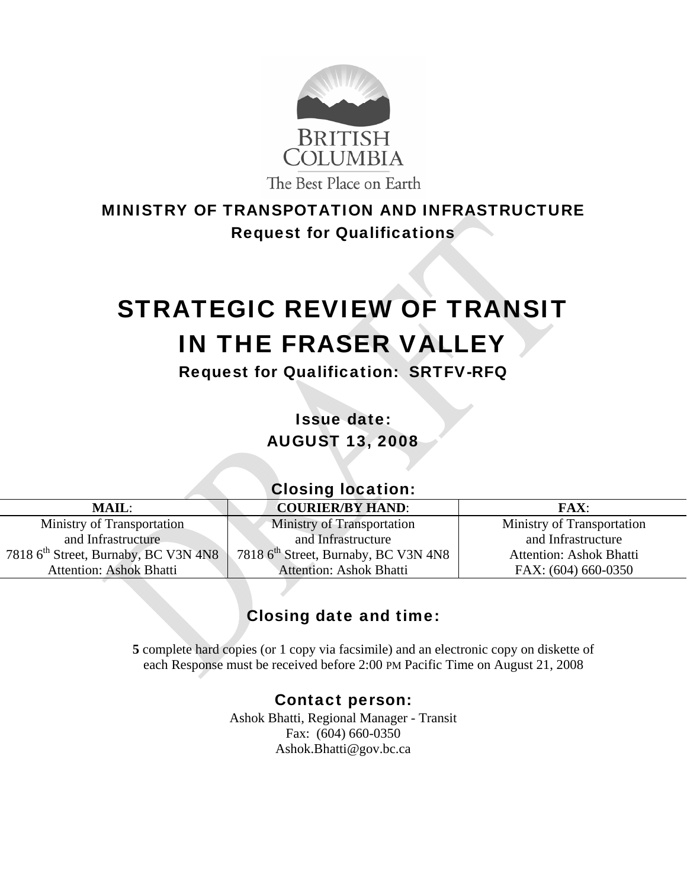BRITISH COLUMBIA

The Best Place on Earth

**MINISTRY OF TRANSPOTATION AND INFRASTRUCTURE**

**Request for Qualifications**

# STRATEGIC REVIEW OF TRANSIT IN THE FRASER VALLEY

**Request for Qualification: SRTFV-RFQ**

## Issue date:

## AUGUST 13, 2008

## Closing location:

| **MAIL**: | **COURIER/BY HAND**: | **FAX**: |
|---|---|---|
| Ministry of Transportation and Infrastructure 7818 6th Street, Burnaby, BC V3N 4N8 Attention: Ashok Bhatti | Ministry of Transportation and Infrastructure 7818 6th Street, Burnaby, BC V3N 4N8 Attention: Ashok Bhatti | Ministry of Transportation and Infrastructure Attention: Ashok Bhatti FAX: (604) 660-0350 |

## Closing date and time:

**5** complete hard copies (or 1 copy via facsimile) and an electronic copy on diskette of each Response must be received before 2:00 PM Pacific Time on August 21, 2008

## Contact person:

Ashok Bhatti, Regional Manager - Transit
Fax: (604) 660-0350
Ashok.Bhatti@gov.bc.ca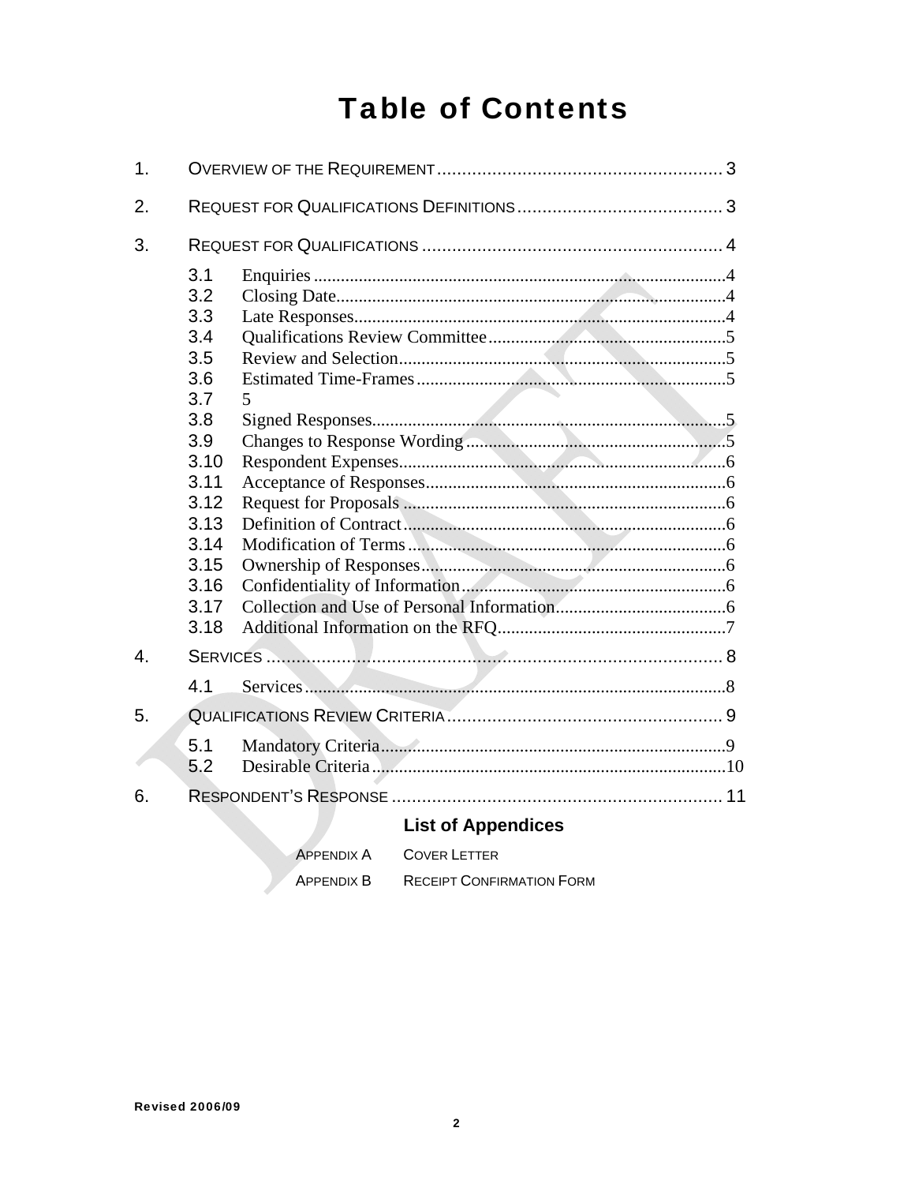# Table of Contents

1. OVERVIEW OF THE REQUIREMENT ......................................................... 3

2. REQUEST FOR QUALIFICATIONS DEFINITIONS ......................................... 3

3. REQUEST FOR QUALIFICATIONS ............................................................ 4

   3.1 Enquiries ............................................................................................4
   3.2 Closing Date......................................................................................4
   3.3 Late Responses..................................................................................4
   3.4 Qualifications Review Committee.....................................................5
   3.5 Review and Selection.........................................................................5
   3.6 Estimated Time-Frames.....................................................................5
   3.7 5
   3.8 Signed Responses..............................................................................5
   3.9 Changes to Response Wording..........................................................5
   3.10 Respondent Expenses.........................................................................6
   3.11 Acceptance of Responses...................................................................6
   3.12 Request for Proposals........................................................................6
   3.13 Definition of Contract........................................................................6
   3.14 Modification of Terms.......................................................................6
   3.15 Ownership of Responses...................................................................6
   3.16 Confidentiality of Information...........................................................6
   3.17 Collection and Use of Personal Information......................................6
   3.18 Additional Information on the RFQ...................................................7

4. SERVICES ............................................................................................. 8

   4.1 Services.............................................................................................8

5. QUALIFICATIONS REVIEW CRITERIA ....................................................... 9

   5.1 Mandatory Criteria.............................................................................9
   5.2 Desirable Criteria...............................................................................10

6. RESPONDENT'S RESPONSE ................................................................. 11

**List of Appendices**

APPENDIX A COVER LETTER

APPENDIX B RECEIPT CONFIRMATION FORM

Revised 2006/09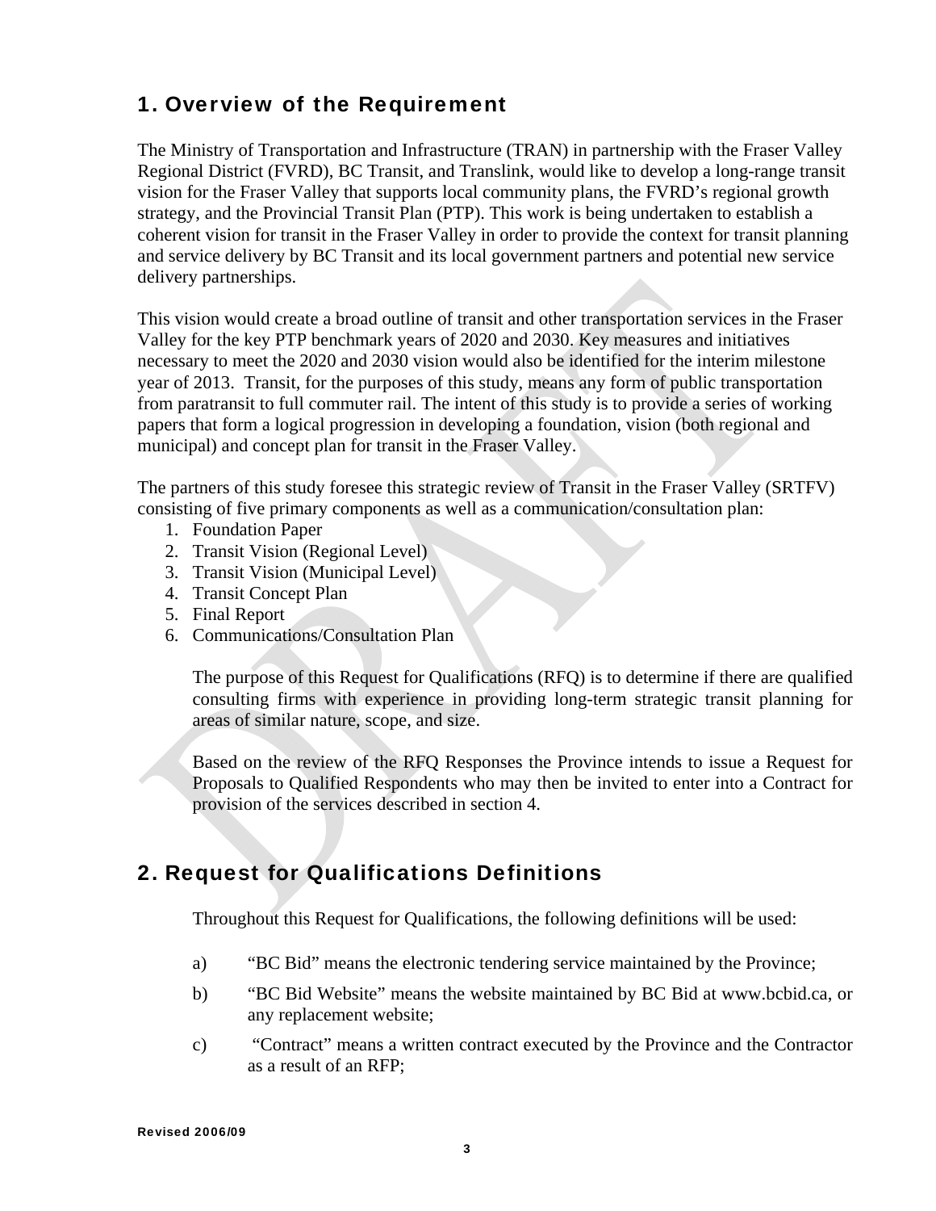## 1. Overview of the Requirement

The Ministry of Transportation and Infrastructure (TRAN) in partnership with the Fraser Valley Regional District (FVRD), BC Transit, and Translink, would like to develop a long-range transit vision for the Fraser Valley that supports local community plans, the FVRD's regional growth strategy, and the Provincial Transit Plan (PTP). This work is being undertaken to establish a coherent vision for transit in the Fraser Valley in order to provide the context for transit planning and service delivery by BC Transit and its local government partners and potential new service delivery partnerships.

This vision would create a broad outline of transit and other transportation services in the Fraser Valley for the key PTP benchmark years of 2020 and 2030. Key measures and initiatives necessary to meet the 2020 and 2030 vision would also be identified for the interim milestone year of 2013. Transit, for the purposes of this study, means any form of public transportation from paratransit to full commuter rail. The intent of this study is to provide a series of working papers that form a logical progression in developing a foundation, vision (both regional and municipal) and concept plan for transit in the Fraser Valley.

The partners of this study foresee this strategic review of Transit in the Fraser Valley (SRTFV) consisting of five primary components as well as a communication/consultation plan:

1. Foundation Paper
2. Transit Vision (Regional Level)
3. Transit Vision (Municipal Level)
4. Transit Concept Plan
5. Final Report
6. Communications/Consultation Plan

The purpose of this Request for Qualifications (RFQ) is to determine if there are qualified consulting firms with experience in providing long-term strategic transit planning for areas of similar nature, scope, and size.

Based on the review of the RFQ Responses the Province intends to issue a Request for Proposals to Qualified Respondents who may then be invited to enter into a Contract for provision of the services described in section 4.

## 2. Request for Qualifications Definitions

Throughout this Request for Qualifications, the following definitions will be used:

a) "BC Bid" means the electronic tendering service maintained by the Province;

b) "BC Bid Website" means the website maintained by BC Bid at www.bcbid.ca, or any replacement website;

c) "Contract" means a written contract executed by the Province and the Contractor as a result of an RFP;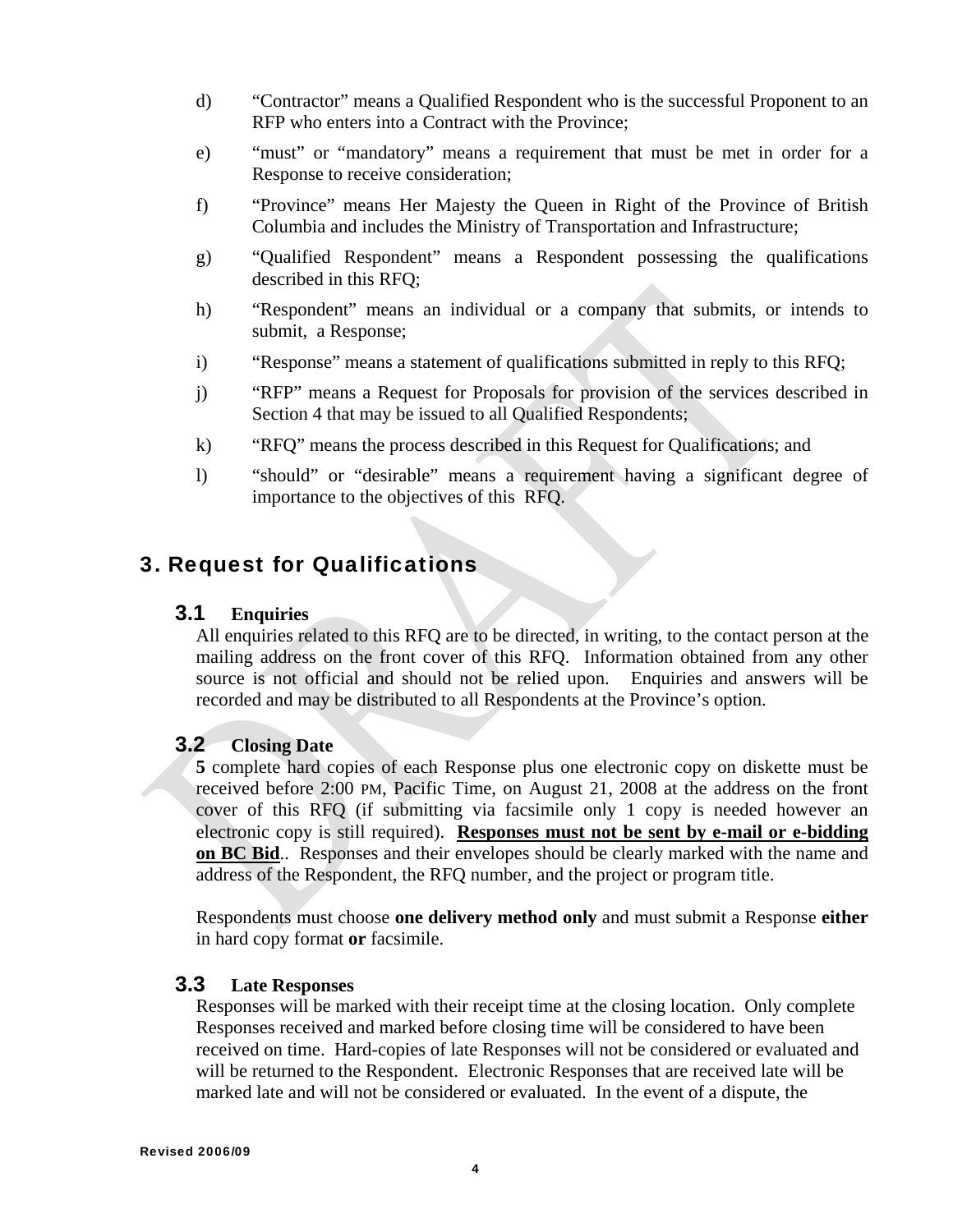d) "Contractor" means a Qualified Respondent who is the successful Proponent to an RFP who enters into a Contract with the Province;

e) "must" or "mandatory" means a requirement that must be met in order for a Response to receive consideration;

f) "Province" means Her Majesty the Queen in Right of the Province of British Columbia and includes the Ministry of Transportation and Infrastructure;

g) "Qualified Respondent" means a Respondent possessing the qualifications described in this RFQ;

h) "Respondent" means an individual or a company that submits, or intends to submit, a Response;

i) "Response" means a statement of qualifications submitted in reply to this RFQ;

j) "RFP" means a Request for Proposals for provision of the services described in Section 4 that may be issued to all Qualified Respondents;

k) "RFQ" means the process described in this Request for Qualifications; and

l) "should" or "desirable" means a requirement having a significant degree of importance to the objectives of this RFQ.

## 3. Request for Qualifications

### 3.1 Enquiries

All enquiries related to this RFQ are to be directed, in writing, to the contact person at the mailing address on the front cover of this RFQ. Information obtained from any other source is not official and should not be relied upon. Enquiries and answers will be recorded and may be distributed to all Respondents at the Province's option.

### 3.2 Closing Date

**5** complete hard copies of each Response plus one electronic copy on diskette must be received before 2:00 PM, Pacific Time, on August 21, 2008 at the address on the front cover of this RFQ (if submitting via facsimile only 1 copy is needed however an electronic copy is still required). **Responses must not be sent by e-mail or e-bidding on BC Bid**.. Responses and their envelopes should be clearly marked with the name and address of the Respondent, the RFQ number, and the project or program title.

Respondents must choose **one delivery method only** and must submit a Response **either** in hard copy format **or** facsimile.

### 3.3 Late Responses

Responses will be marked with their receipt time at the closing location. Only complete Responses received and marked before closing time will be considered to have been received on time. Hard-copies of late Responses will not be considered or evaluated and will be returned to the Respondent. Electronic Responses that are received late will be marked late and will not be considered or evaluated. In the event of a dispute, the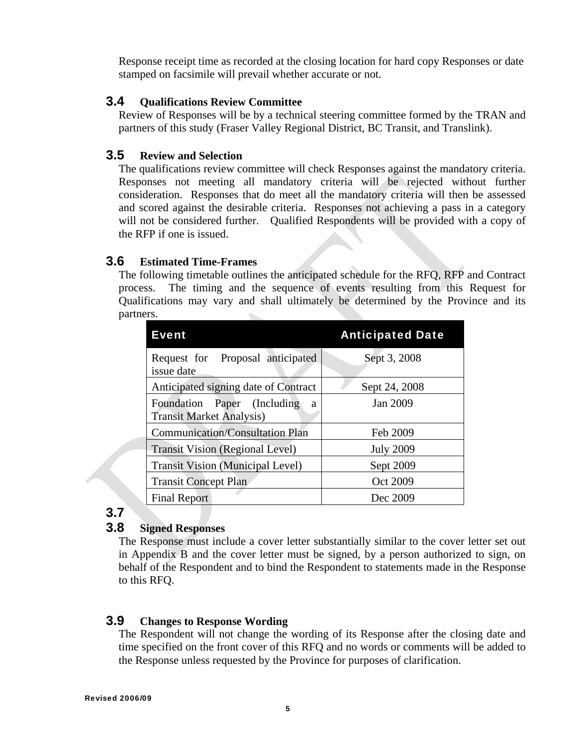Response receipt time as recorded at the closing location for hard copy Responses or date stamped on facsimile will prevail whether accurate or not.

### 3.4 Qualifications Review Committee

Review of Responses will be by a technical steering committee formed by the TRAN and partners of this study (Fraser Valley Regional District, BC Transit, and Translink).

### 3.5 Review and Selection

The qualifications review committee will check Responses against the mandatory criteria. Responses not meeting all mandatory criteria will be rejected without further consideration. Responses that do meet all the mandatory criteria will then be assessed and scored against the desirable criteria. Responses not achieving a pass in a category will not be considered further. Qualified Respondents will be provided with a copy of the RFP if one is issued.

### 3.6 Estimated Time-Frames

The following timetable outlines the anticipated schedule for the RFQ, RFP and Contract process. The timing and the sequence of events resulting from this Request for Qualifications may vary and shall ultimately be determined by the Province and its partners.

| Event | Anticipated Date |
| --- | --- |
| Request for Proposal anticipated issue date | Sept 3, 2008 |
| Anticipated signing date of Contract | Sept 24, 2008 |
| Foundation Paper (Including a Transit Market Analysis) | Jan 2009 |
| Communication/Consultation Plan | Feb 2009 |
| Transit Vision (Regional Level) | July 2009 |
| Transit Vision (Municipal Level) | Sept 2009 |
| Transit Concept Plan | Oct 2009 |
| Final Report | Dec 2009 |

### 3.7

### 3.8 Signed Responses

The Response must include a cover letter substantially similar to the cover letter set out in Appendix B and the cover letter must be signed, by a person authorized to sign, on behalf of the Respondent and to bind the Respondent to statements made in the Response to this RFQ.

### 3.9 Changes to Response Wording

The Respondent will not change the wording of its Response after the closing date and time specified on the front cover of this RFQ and no words or comments will be added to the Response unless requested by the Province for purposes of clarification.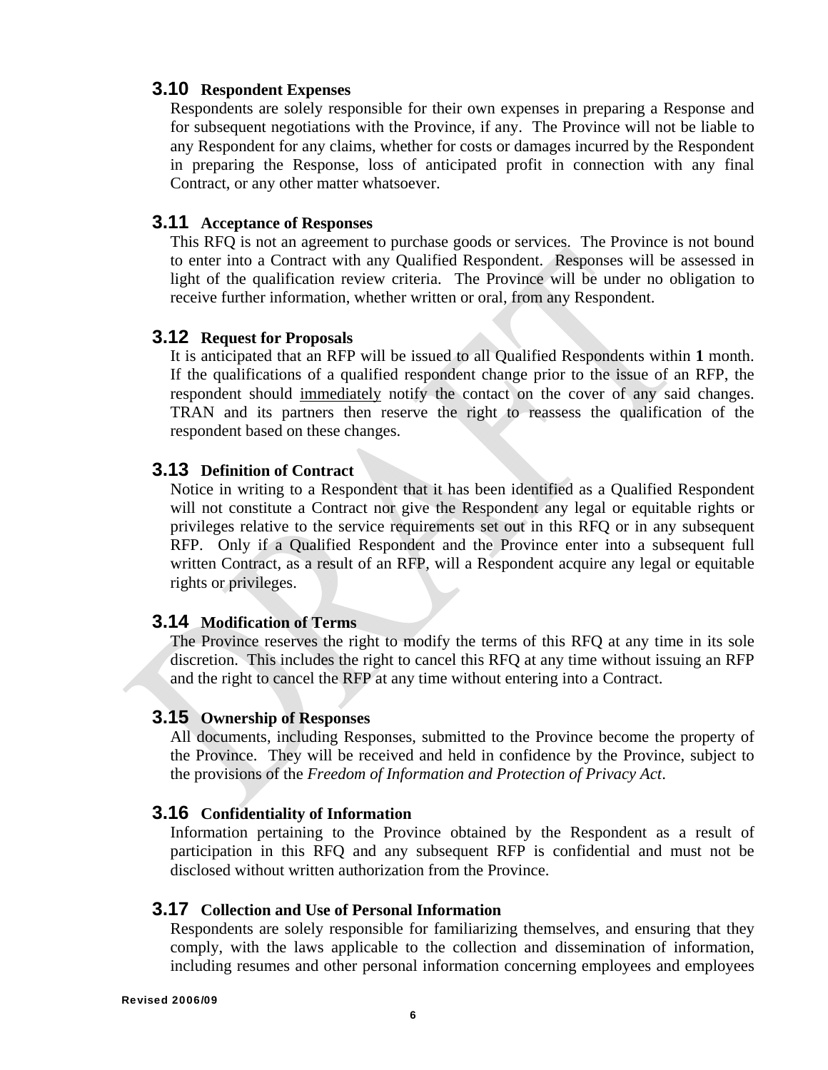### 3.10 Respondent Expenses

Respondents are solely responsible for their own expenses in preparing a Response and for subsequent negotiations with the Province, if any. The Province will not be liable to any Respondent for any claims, whether for costs or damages incurred by the Respondent in preparing the Response, loss of anticipated profit in connection with any final Contract, or any other matter whatsoever.

### 3.11 Acceptance of Responses

This RFQ is not an agreement to purchase goods or services. The Province is not bound to enter into a Contract with any Qualified Respondent. Responses will be assessed in light of the qualification review criteria. The Province will be under no obligation to receive further information, whether written or oral, from any Respondent.

### 3.12 Request for Proposals

It is anticipated that an RFP will be issued to all Qualified Respondents within **1** month. If the qualifications of a qualified respondent change prior to the issue of an RFP, the respondent should <u>immediately</u> notify the contact on the cover of any said changes. TRAN and its partners then reserve the right to reassess the qualification of the respondent based on these changes.

### 3.13 Definition of Contract

Notice in writing to a Respondent that it has been identified as a Qualified Respondent will not constitute a Contract nor give the Respondent any legal or equitable rights or privileges relative to the service requirements set out in this RFQ or in any subsequent RFP. Only if a Qualified Respondent and the Province enter into a subsequent full written Contract, as a result of an RFP, will a Respondent acquire any legal or equitable rights or privileges.

### 3.14 Modification of Terms

The Province reserves the right to modify the terms of this RFQ at any time in its sole discretion. This includes the right to cancel this RFQ at any time without issuing an RFP and the right to cancel the RFP at any time without entering into a Contract.

### 3.15 Ownership of Responses

All documents, including Responses, submitted to the Province become the property of the Province. They will be received and held in confidence by the Province, subject to the provisions of the *Freedom of Information and Protection of Privacy Act*.

### 3.16 Confidentiality of Information

Information pertaining to the Province obtained by the Respondent as a result of participation in this RFQ and any subsequent RFP is confidential and must not be disclosed without written authorization from the Province.

### 3.17 Collection and Use of Personal Information

Respondents are solely responsible for familiarizing themselves, and ensuring that they comply, with the laws applicable to the collection and dissemination of information, including resumes and other personal information concerning employees and employees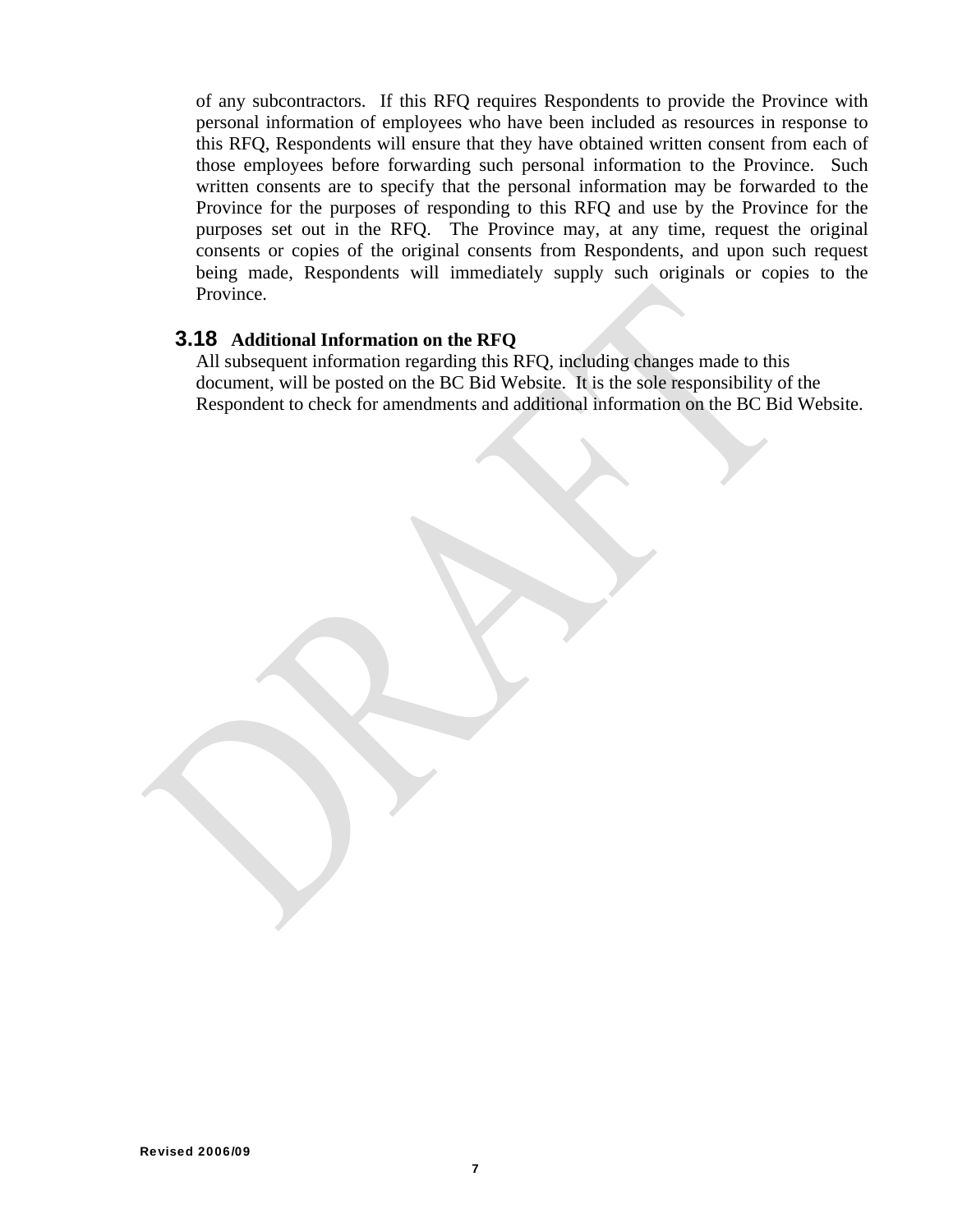of any subcontractors. If this RFQ requires Respondents to provide the Province with personal information of employees who have been included as resources in response to this RFQ, Respondents will ensure that they have obtained written consent from each of those employees before forwarding such personal information to the Province. Such written consents are to specify that the personal information may be forwarded to the Province for the purposes of responding to this RFQ and use by the Province for the purposes set out in the RFQ. The Province may, at any time, request the original consents or copies of the original consents from Respondents, and upon such request being made, Respondents will immediately supply such originals or copies to the Province.

### 3.18 Additional Information on the RFQ

All subsequent information regarding this RFQ, including changes made to this document, will be posted on the BC Bid Website. It is the sole responsibility of the Respondent to check for amendments and additional information on the BC Bid Website.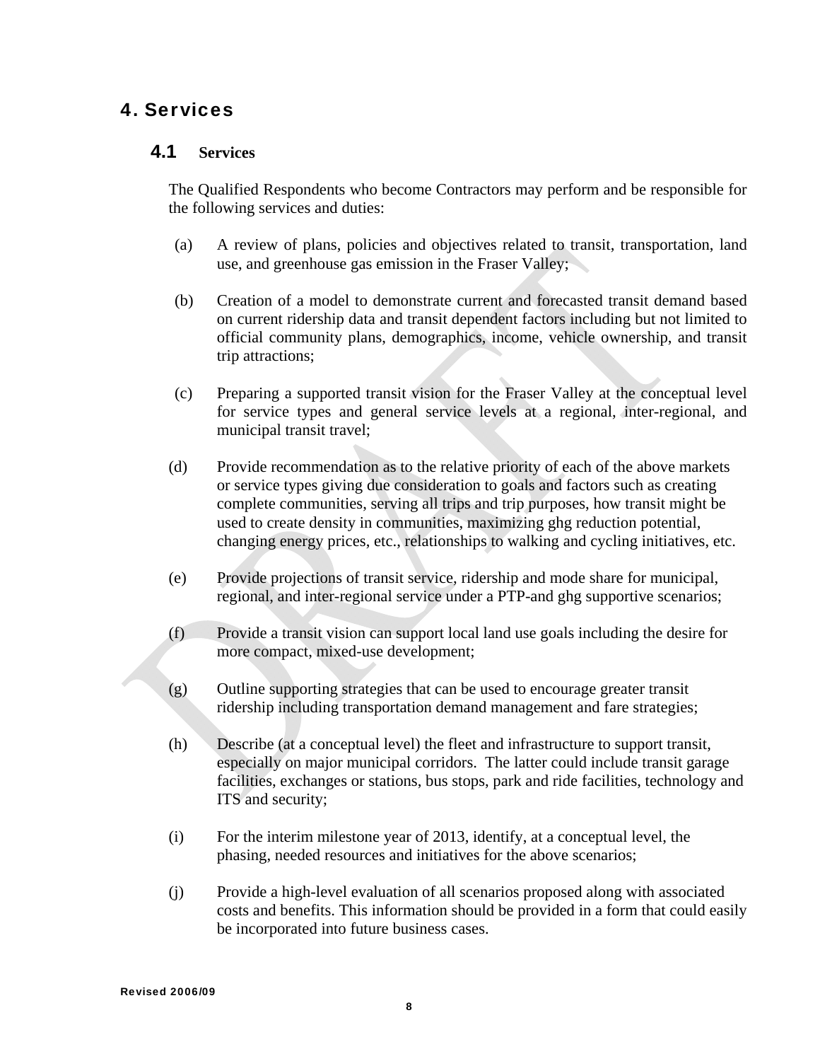# 4. Services

## 4.1 Services

The Qualified Respondents who become Contractors may perform and be responsible for the following services and duties:

(a) A review of plans, policies and objectives related to transit, transportation, land use, and greenhouse gas emission in the Fraser Valley;

(b) Creation of a model to demonstrate current and forecasted transit demand based on current ridership data and transit dependent factors including but not limited to official community plans, demographics, income, vehicle ownership, and transit trip attractions;

(c) Preparing a supported transit vision for the Fraser Valley at the conceptual level for service types and general service levels at a regional, inter-regional, and municipal transit travel;

(d) Provide recommendation as to the relative priority of each of the above markets or service types giving due consideration to goals and factors such as creating complete communities, serving all trips and trip purposes, how transit might be used to create density in communities, maximizing ghg reduction potential, changing energy prices, etc., relationships to walking and cycling initiatives, etc.

(e) Provide projections of transit service, ridership and mode share for municipal, regional, and inter-regional service under a PTP-and ghg supportive scenarios;

(f) Provide a transit vision can support local land use goals including the desire for more compact, mixed-use development;

(g) Outline supporting strategies that can be used to encourage greater transit ridership including transportation demand management and fare strategies;

(h) Describe (at a conceptual level) the fleet and infrastructure to support transit, especially on major municipal corridors. The latter could include transit garage facilities, exchanges or stations, bus stops, park and ride facilities, technology and ITS and security;

(i) For the interim milestone year of 2013, identify, at a conceptual level, the phasing, needed resources and initiatives for the above scenarios;

(j) Provide a high-level evaluation of all scenarios proposed along with associated costs and benefits. This information should be provided in a form that could easily be incorporated into future business cases.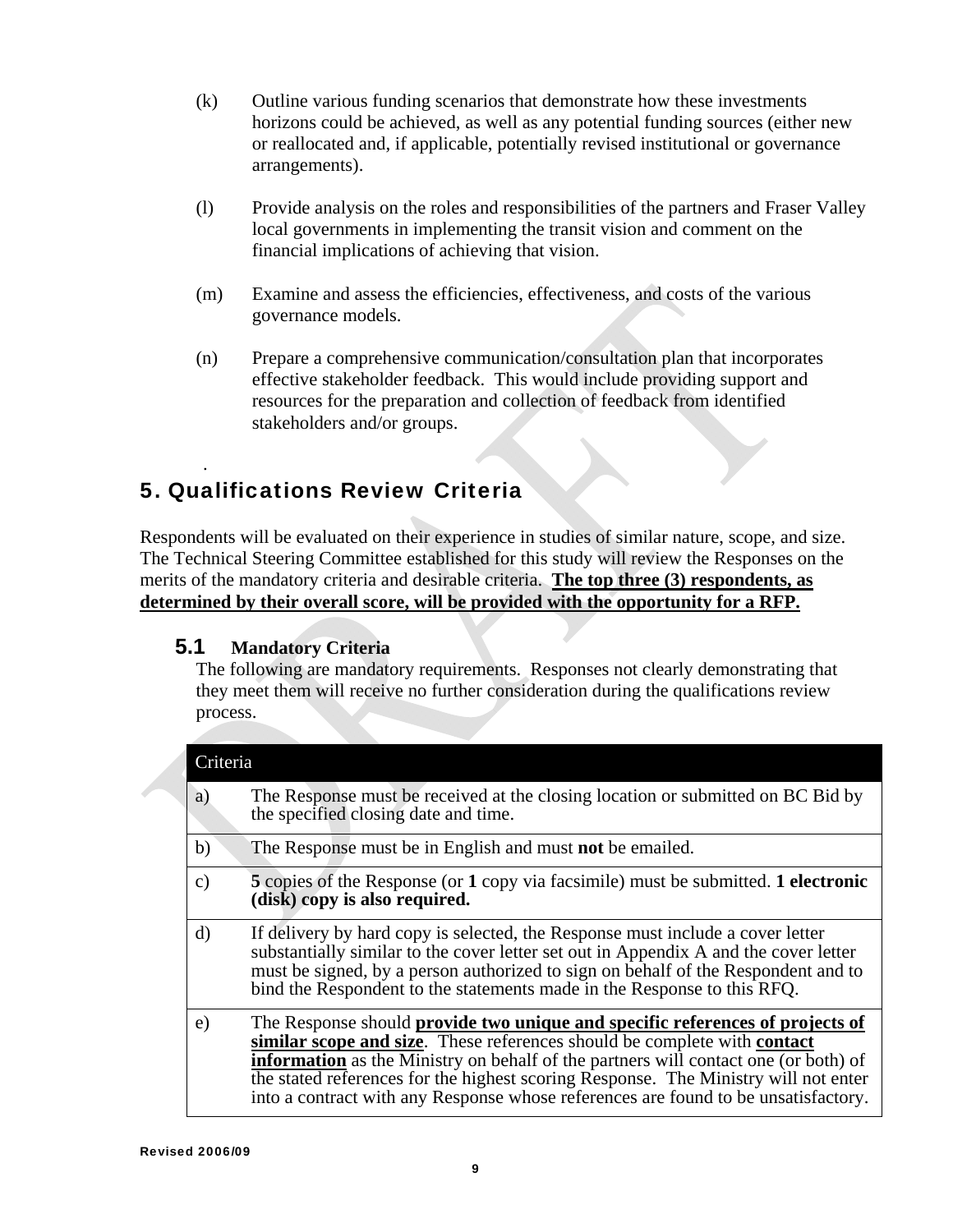(k) Outline various funding scenarios that demonstrate how these investments horizons could be achieved, as well as any potential funding sources (either new or reallocated and, if applicable, potentially revised institutional or governance arrangements).

(l) Provide analysis on the roles and responsibilities of the partners and Fraser Valley local governments in implementing the transit vision and comment on the financial implications of achieving that vision.

(m) Examine and assess the efficiencies, effectiveness, and costs of the various governance models.

(n) Prepare a comprehensive communication/consultation plan that incorporates effective stakeholder feedback. This would include providing support and resources for the preparation and collection of feedback from identified stakeholders and/or groups.

.

# 5. Qualifications Review Criteria

Respondents will be evaluated on their experience in studies of similar nature, scope, and size. The Technical Steering Committee established for this study will review the Responses on the merits of the mandatory criteria and desirable criteria. **The top three (3) respondents, as determined by their overall score, will be provided with the opportunity for a RFP.**

## 5.1 Mandatory Criteria

The following are mandatory requirements. Responses not clearly demonstrating that they meet them will receive no further consideration during the qualifications review process.

| Criteria | |
|---|---|
| a) | The Response must be received at the closing location or submitted on BC Bid by the specified closing date and time. |
| b) | The Response must be in English and must **not** be emailed. |
| c) | **5** copies of the Response (or **1** copy via facsimile) must be submitted. **1 electronic (disk) copy is also required.** |
| d) | If delivery by hard copy is selected, the Response must include a cover letter substantially similar to the cover letter set out in Appendix A and the cover letter must be signed, by a person authorized to sign on behalf of the Respondent and to bind the Respondent to the statements made in the Response to this RFQ. |
| e) | The Response should **provide two unique and specific references of projects of similar scope and size**. These references should be complete with **contact information** as the Ministry on behalf of the partners will contact one (or both) of the stated references for the highest scoring Response. The Ministry will not enter into a contract with any Response whose references are found to be unsatisfactory. |

Revised 2006/09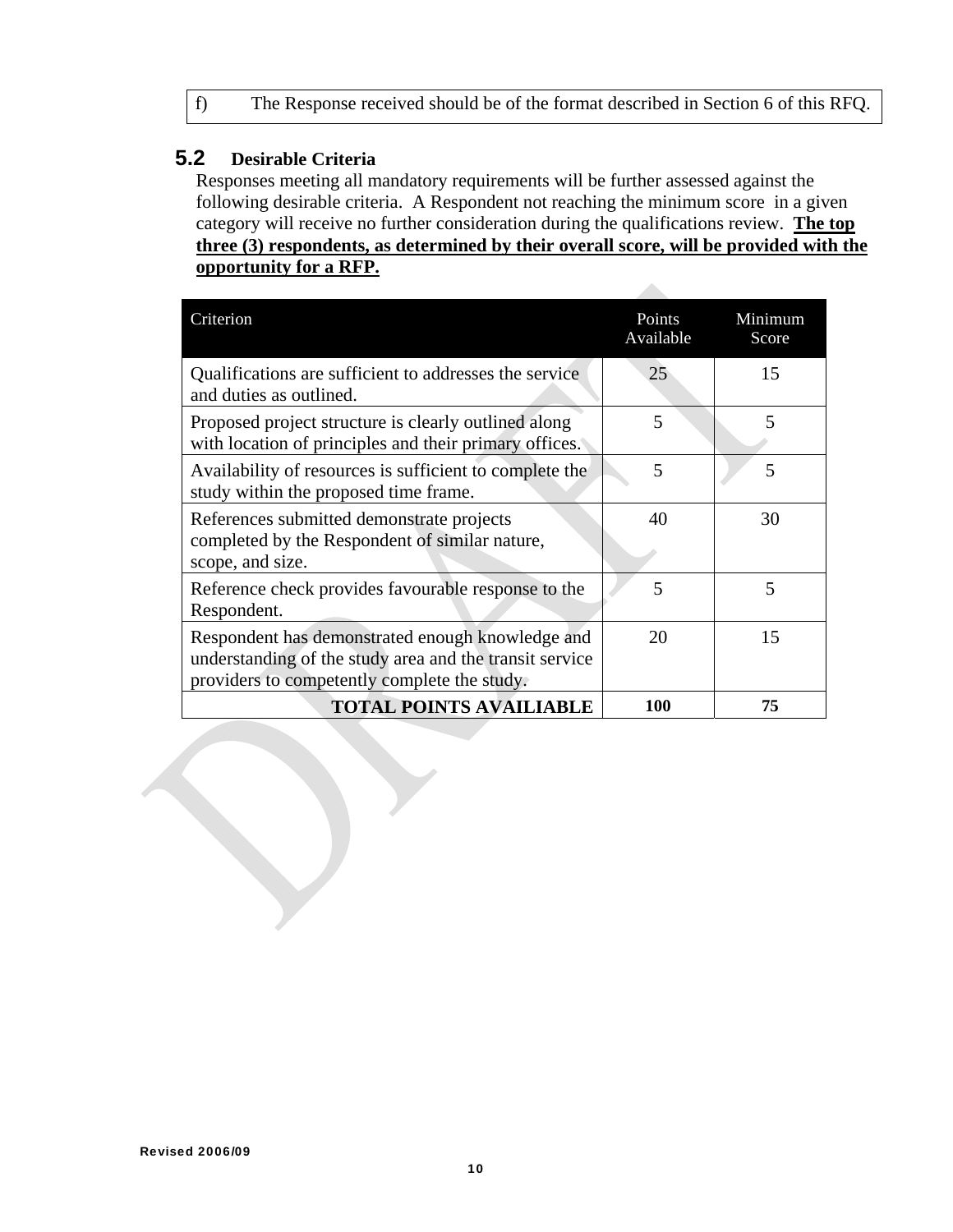f) The Response received should be of the format described in Section 6 of this RFQ.

### 5.2 Desirable Criteria

Responses meeting all mandatory requirements will be further assessed against the following desirable criteria. A Respondent not reaching the minimum score in a given category will receive no further consideration during the qualifications review. **The top three (3) respondents, as determined by their overall score, will be provided with the opportunity for a RFP.**

| Criterion | Points Available | Minimum Score |
|---|---|---|
| Qualifications are sufficient to addresses the service and duties as outlined. | 25 | 15 |
| Proposed project structure is clearly outlined along with location of principles and their primary offices. | 5 | 5 |
| Availability of resources is sufficient to complete the study within the proposed time frame. | 5 | 5 |
| References submitted demonstrate projects completed by the Respondent of similar nature, scope, and size. | 40 | 30 |
| Reference check provides favourable response to the Respondent. | 5 | 5 |
| Respondent has demonstrated enough knowledge and understanding of the study area and the transit service providers to competently complete the study. | 20 | 15 |
| **TOTAL POINTS AVAILIABLE** | **100** | **75** |

Revised 2006/09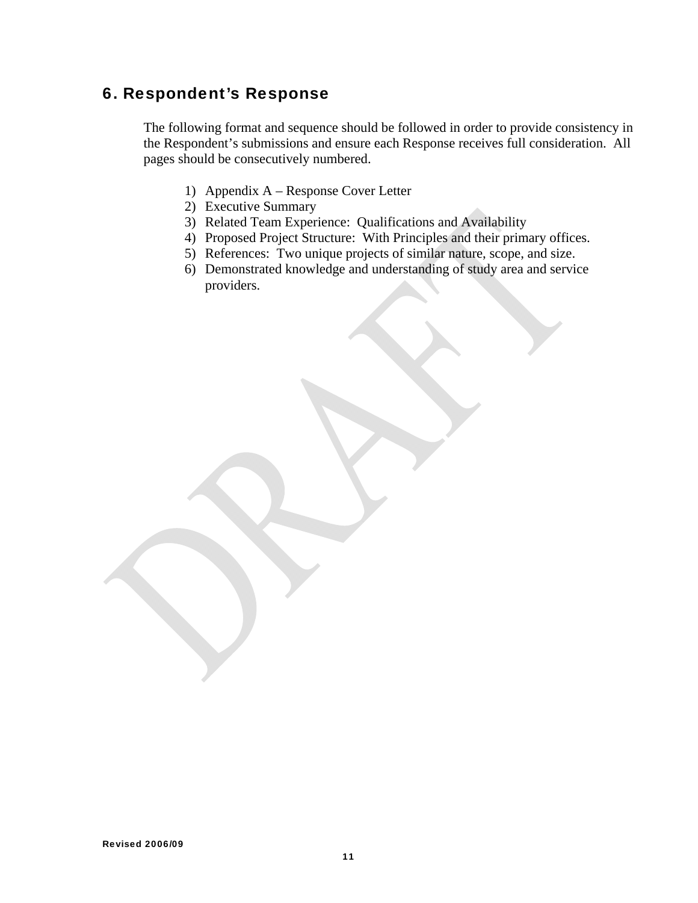## 6. Respondent's Response

The following format and sequence should be followed in order to provide consistency in the Respondent's submissions and ensure each Response receives full consideration. All pages should be consecutively numbered.

1) Appendix A – Response Cover Letter
2) Executive Summary
3) Related Team Experience: Qualifications and Availability
4) Proposed Project Structure: With Principles and their primary offices.
5) References: Two unique projects of similar nature, scope, and size.
6) Demonstrated knowledge and understanding of study area and service providers.

Revised 2006/09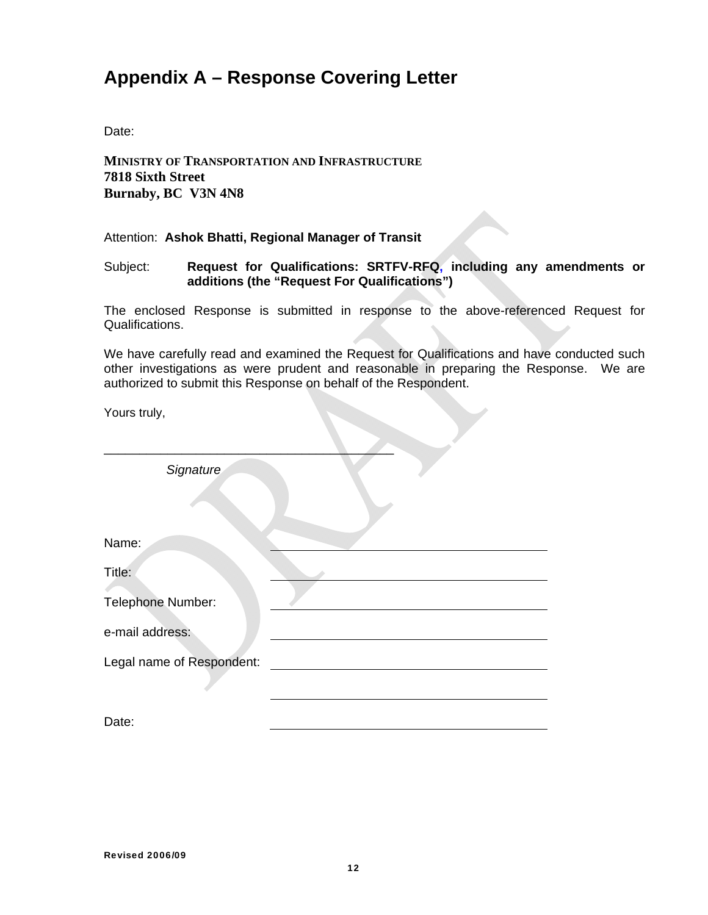# Appendix A – Response Covering Letter

Date:

**MINISTRY OF TRANSPORTATION AND INFRASTRUCTURE**
**7818 Sixth Street**
**Burnaby, BC  V3N 4N8**

Attention:  **Ashok Bhatti, Regional Manager of Transit**

Subject:   **Request for Qualifications: SRTFV-RFQ, including any amendments or additions (the "Request For Qualifications")**

The enclosed Response is submitted in response to the above-referenced Request for Qualifications.

We have carefully read and examined the Request for Qualifications and have conducted such other investigations as were prudent and reasonable in preparing the Response.  We are authorized to submit this Response on behalf of the Respondent.

Yours truly,

\_\_\_\_\_\_\_\_\_\_\_\_\_\_\_\_\_\_\_\_\_\_\_\_\_\_\_\_\_\_\_\_\_\_\_\_\_\_\_\_

*Signature*

Name: \_\_\_\_\_\_\_\_\_\_\_\_\_\_\_\_\_\_\_\_\_\_\_\_\_\_\_\_\_\_\_\_\_\_\_\_\_\_\_\_

Title: \_\_\_\_\_\_\_\_\_\_\_\_\_\_\_\_\_\_\_\_\_\_\_\_\_\_\_\_\_\_\_\_\_\_\_\_\_\_\_\_

Telephone Number: \_\_\_\_\_\_\_\_\_\_\_\_\_\_\_\_\_\_\_\_\_\_\_\_\_\_\_\_\_\_\_\_\_\_\_\_\_\_\_\_

e-mail address: \_\_\_\_\_\_\_\_\_\_\_\_\_\_\_\_\_\_\_\_\_\_\_\_\_\_\_\_\_\_\_\_\_\_\_\_\_\_\_\_

Legal name of Respondent: \_\_\_\_\_\_\_\_\_\_\_\_\_\_\_\_\_\_\_\_\_\_\_\_\_\_\_\_\_\_\_\_\_\_\_\_\_\_\_\_

\_\_\_\_\_\_\_\_\_\_\_\_\_\_\_\_\_\_\_\_\_\_\_\_\_\_\_\_\_\_\_\_\_\_\_\_\_\_\_\_

Date: \_\_\_\_\_\_\_\_\_\_\_\_\_\_\_\_\_\_\_\_\_\_\_\_\_\_\_\_\_\_\_\_\_\_\_\_\_\_\_\_

Revised 2006/09